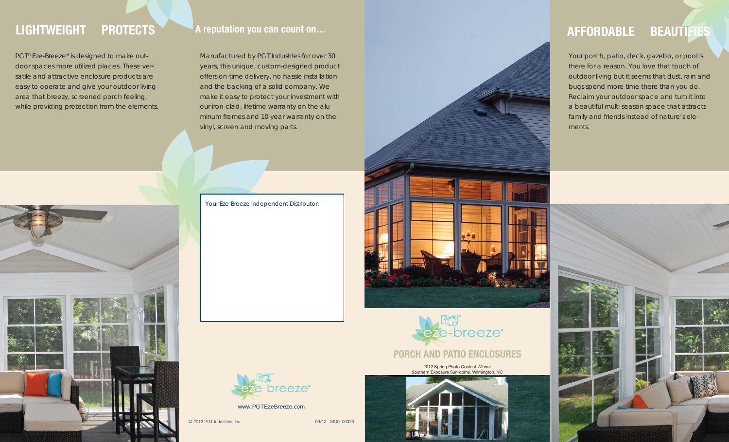## LIGHTWEIGHT PROTECTS

PGT® Eze-Breeze® is designed to make outdoor spaces more utilized places. These versatile and attractive enclosure products are easy to operate and give your outdoor living area that breezy, screened porch feeling, while providing protection from the elements.

## A reputation you can count on…

Manufactured by PGT Industries for over 30 years, this unique, custom-designed product offers on-time delivery, no hassle installation and the backing of a solid company. We make it easy to protect your investment with our iron-clad, lifetime warranty on the aluminum frames and 10-year warranty on the vinyl, screen and moving parts.

Your Eze-Breeze Independent Distributor:

PGT eze-breeze®

www.PGTEzeBreeze.com

© 2012 PGT Industries, Inc. 09/12 MG0100320

PGT eze-breeze®

## PORCH AND PATIO ENCLOSURES

2012 Spring Photo Contest *Winner*
Southern Exposure Sunrooms, Wilmington, NC

## AFFORDABLE BEAUTIFIES

Your porch, patio, deck, gazebo, or pool is there for a reason. You love that touch of outdoor living but it seems that dust, rain and bugs spend more time there than you do. Reclaim your outdoor space and turn it into a beautiful multi-season space that attracts family and friends instead of nature's elements.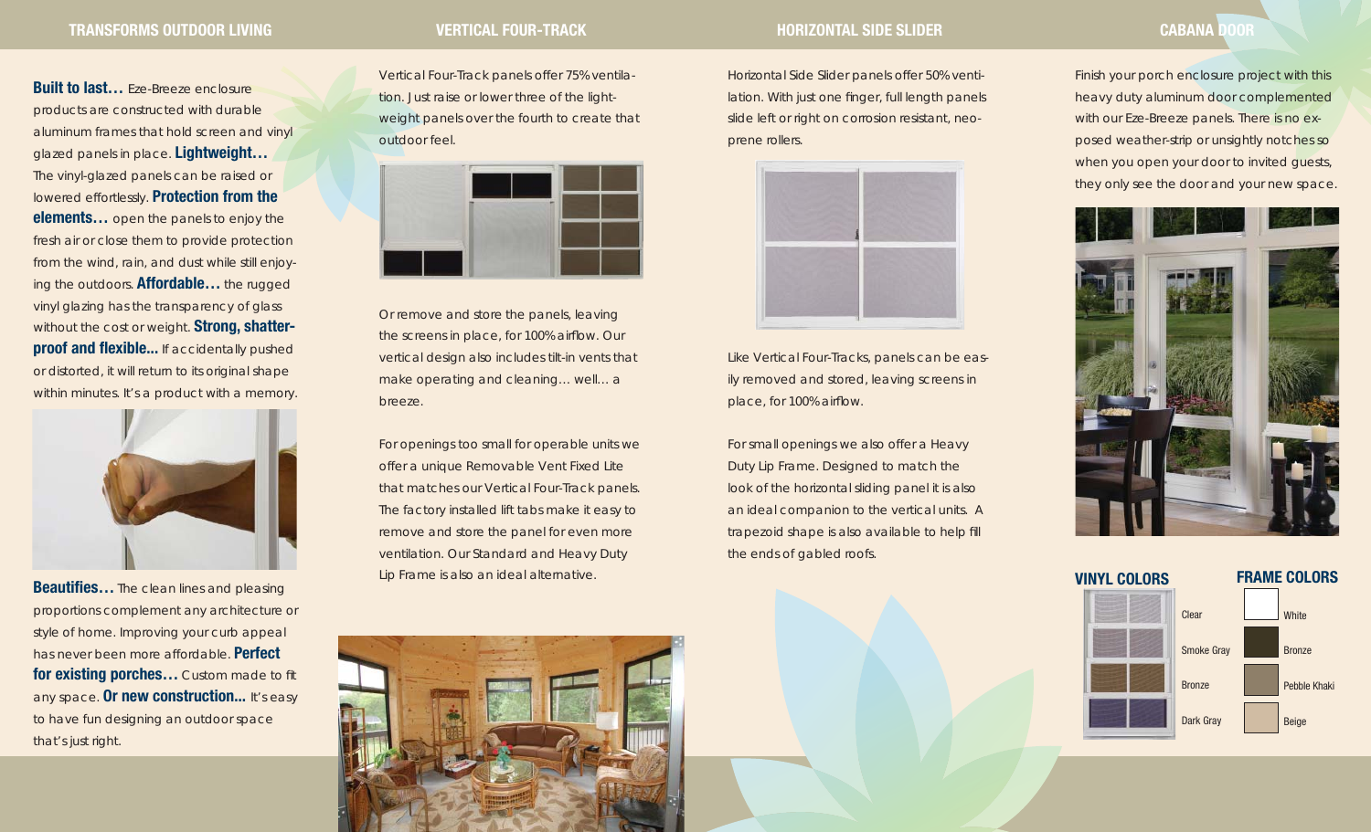## TRANSFORMS OUTDOOR LIVING

**Built to last…** Eze-Breeze enclosure products are constructed with durable aluminum frames that hold screen and vinyl glazed panels in place. **Lightweight…** The vinyl-glazed panels can be raised or lowered effortlessly. **Protection from the elements…** open the panels to enjoy the fresh air or close them to provide protection from the wind, rain, and dust while still enjoying the outdoors. **Affordable…** the rugged vinyl glazing has the transparency of glass without the cost or weight. **Strong, shatter-proof and flexible...** If accidentally pushed or distorted, it will return to its original shape within minutes. It's a product with a memory.

**Beautifies…** The clean lines and pleasing proportions complement any architecture or style of home. Improving your curb appeal has never been more affordable. **Perfect for existing porches…** Custom made to fit any space. **Or new construction...** It's easy to have fun designing an outdoor space that's just right.

## VERTICAL FOUR-TRACK

Vertical Four-Track panels offer 75% ventilation. Just raise or lower three of the lightweight panels over the fourth to create that outdoor feel.

Or remove and store the panels, leaving the screens in place, for 100% airflow. Our vertical design also includes tilt-in vents that make operating and cleaning… well… a breeze.

For openings too small for operable units we offer a unique Removable Vent Fixed Lite that matches our Vertical Four-Track panels. The factory installed lift tabs make it easy to remove and store the panel for even more ventilation. Our Standard and Heavy Duty Lip Frame is also an ideal alternative.

## HORIZONTAL SIDE SLIDER

Horizontal Side Slider panels offer 50% ventilation. With just one finger, full length panels slide left or right on corrosion resistant, neoprene rollers.

Like Vertical Four-Tracks, panels can be easily removed and stored, leaving screens in place, for 100% airflow.

For small openings we also offer a Heavy Duty Lip Frame. Designed to match the look of the horizontal sliding panel it is also an ideal companion to the vertical units. A trapezoid shape is also available to help fill the ends of gabled roofs.

## CABANA DOOR

Finish your porch enclosure project with this heavy duty aluminum door complemented with our Eze-Breeze panels. There is no exposed weather-strip or unsightly notches so when you open your door to invited guests, they only see the door and your new space.

### VINYL COLORS

Clear

Smoke Gray

Bronze

Dark Gray

### FRAME COLORS

White

Bronze

Pebble Khaki

Beige